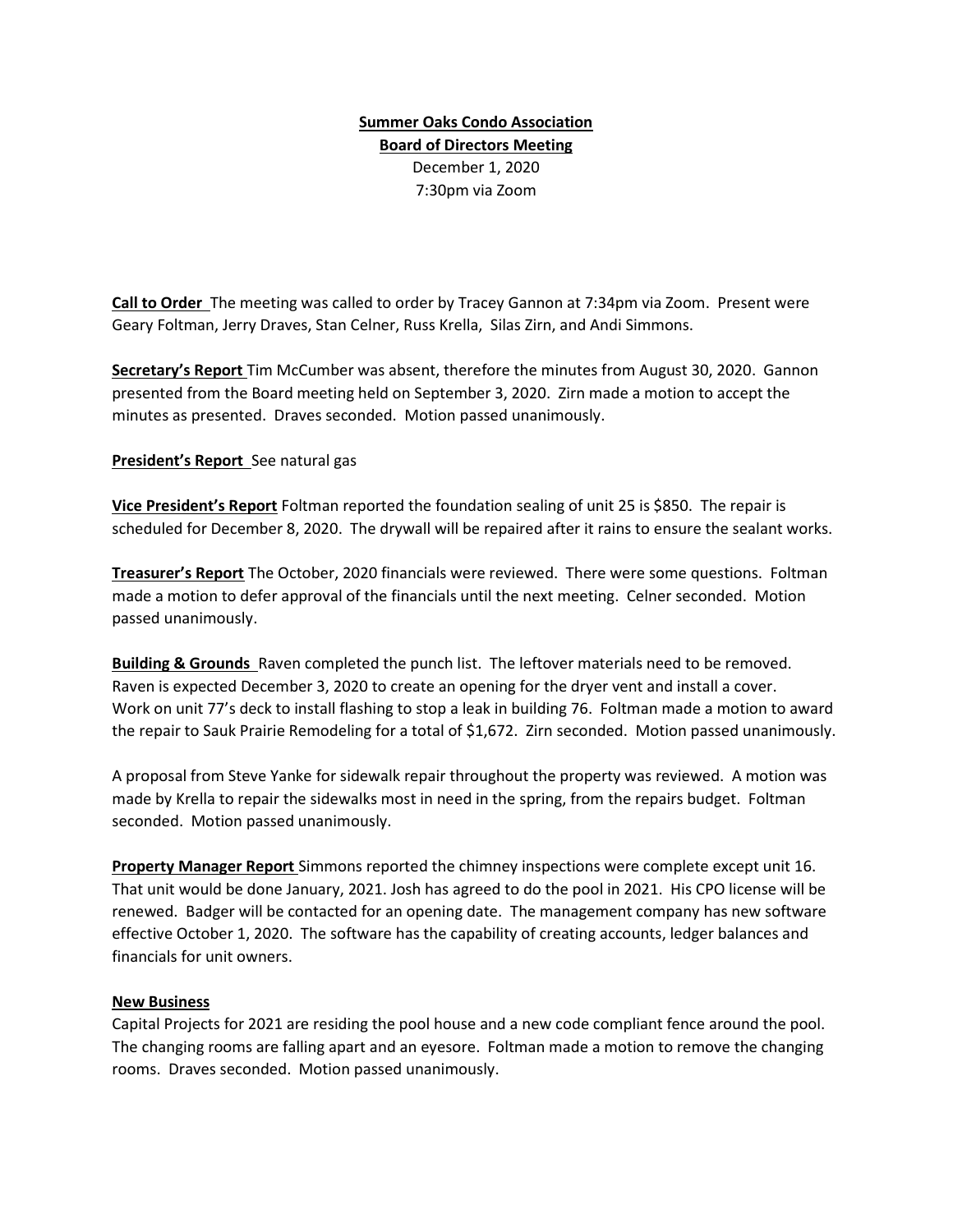**Summer Oaks Condo Association**
**Board of Directors Meeting**
December 1, 2020
7:30pm via Zoom

**Call to Order** The meeting was called to order by Tracey Gannon at 7:34pm via Zoom. Present were Geary Foltman, Jerry Draves, Stan Celner, Russ Krella, Silas Zirn, and Andi Simmons.

**Secretary's Report** Tim McCumber was absent, therefore the minutes from August 30, 2020. Gannon presented from the Board meeting held on September 3, 2020. Zirn made a motion to accept the minutes as presented. Draves seconded. Motion passed unanimously.

**President's Report** See natural gas

**Vice President's Report** Foltman reported the foundation sealing of unit 25 is $850. The repair is scheduled for December 8, 2020. The drywall will be repaired after it rains to ensure the sealant works.

**Treasurer's Report** The October, 2020 financials were reviewed. There were some questions. Foltman made a motion to defer approval of the financials until the next meeting. Celner seconded. Motion passed unanimously.

**Building & Grounds** Raven completed the punch list. The leftover materials need to be removed. Raven is expected December 3, 2020 to create an opening for the dryer vent and install a cover. Work on unit 77's deck to install flashing to stop a leak in building 76. Foltman made a motion to award the repair to Sauk Prairie Remodeling for a total of $1,672. Zirn seconded. Motion passed unanimously.

A proposal from Steve Yanke for sidewalk repair throughout the property was reviewed. A motion was made by Krella to repair the sidewalks most in need in the spring, from the repairs budget. Foltman seconded. Motion passed unanimously.

**Property Manager Report** Simmons reported the chimney inspections were complete except unit 16. That unit would be done January, 2021. Josh has agreed to do the pool in 2021. His CPO license will be renewed. Badger will be contacted for an opening date. The management company has new software effective October 1, 2020. The software has the capability of creating accounts, ledger balances and financials for unit owners.

**New Business**
Capital Projects for 2021 are residing the pool house and a new code compliant fence around the pool. The changing rooms are falling apart and an eyesore. Foltman made a motion to remove the changing rooms. Draves seconded. Motion passed unanimously.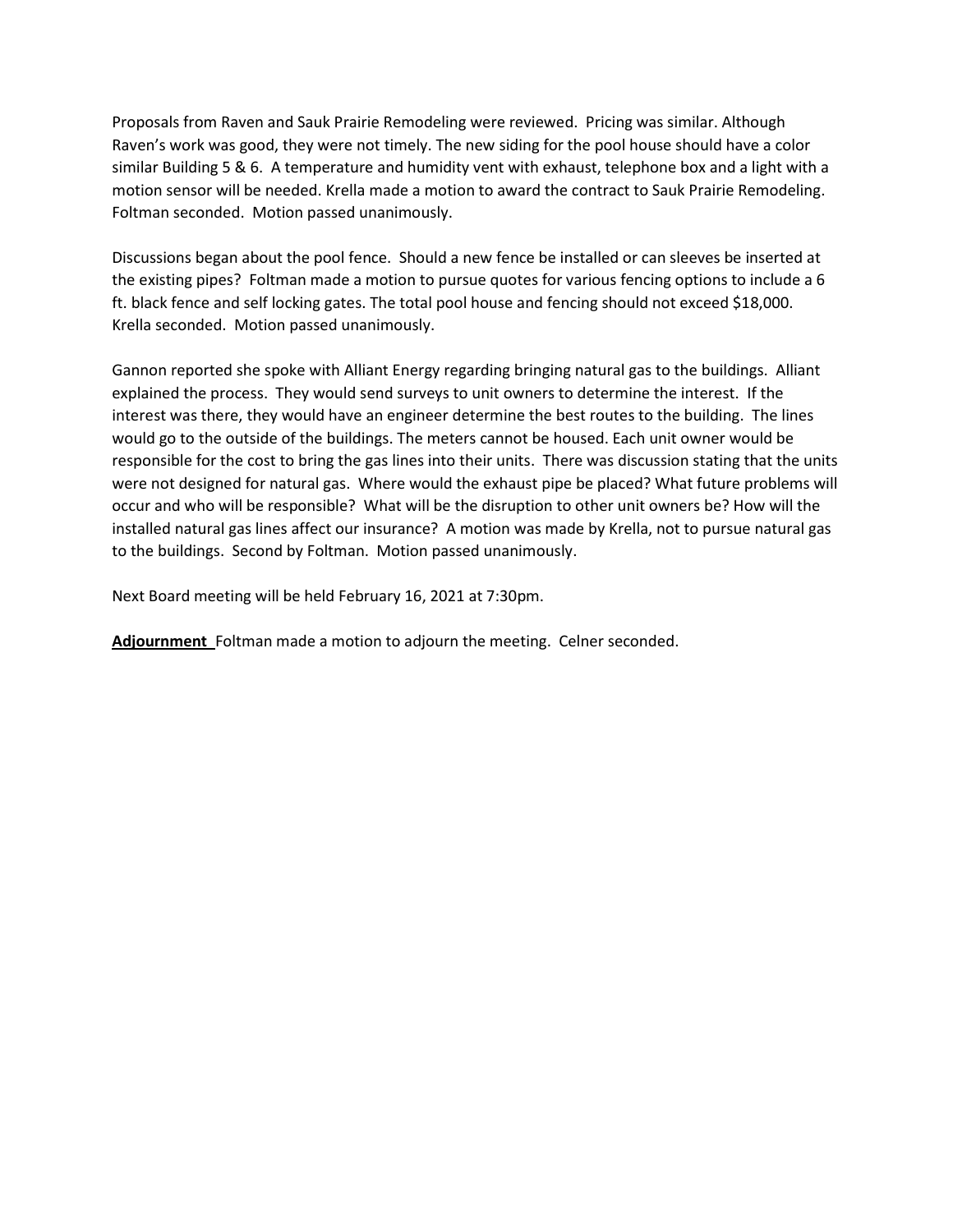Proposals from Raven and Sauk Prairie Remodeling were reviewed. Pricing was similar. Although Raven's work was good, they were not timely. The new siding for the pool house should have a color similar Building 5 & 6. A temperature and humidity vent with exhaust, telephone box and a light with a motion sensor will be needed. Krella made a motion to award the contract to Sauk Prairie Remodeling. Foltman seconded. Motion passed unanimously.

Discussions began about the pool fence. Should a new fence be installed or can sleeves be inserted at the existing pipes? Foltman made a motion to pursue quotes for various fencing options to include a 6 ft. black fence and self locking gates. The total pool house and fencing should not exceed $18,000. Krella seconded. Motion passed unanimously.

Gannon reported she spoke with Alliant Energy regarding bringing natural gas to the buildings. Alliant explained the process. They would send surveys to unit owners to determine the interest. If the interest was there, they would have an engineer determine the best routes to the building. The lines would go to the outside of the buildings. The meters cannot be housed. Each unit owner would be responsible for the cost to bring the gas lines into their units. There was discussion stating that the units were not designed for natural gas. Where would the exhaust pipe be placed? What future problems will occur and who will be responsible? What will be the disruption to other unit owners be? How will the installed natural gas lines affect our insurance? A motion was made by Krella, not to pursue natural gas to the buildings. Second by Foltman. Motion passed unanimously.

Next Board meeting will be held February 16, 2021 at 7:30pm.

**Adjournment** Foltman made a motion to adjourn the meeting. Celner seconded.